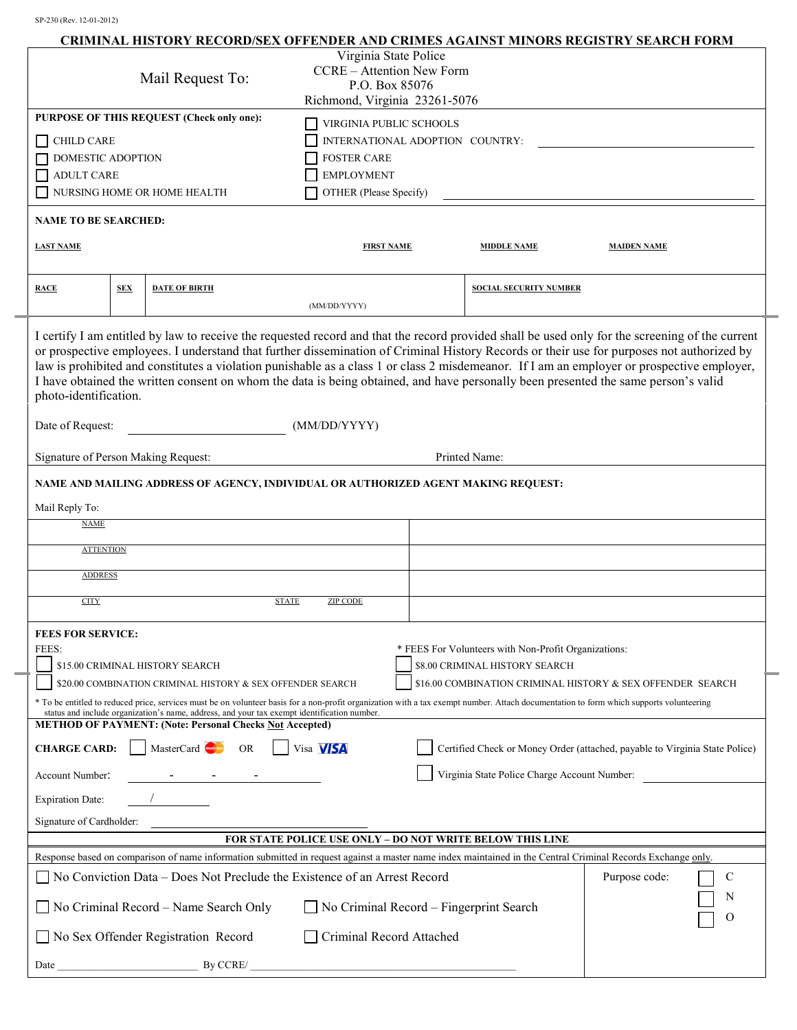SP-230 (Rev. 12-01-2012)

# CRIMINAL HISTORY RECORD/SEX OFFENDER AND CRIMES AGAINST MINORS REGISTRY SEARCH FORM

| Mail Request To: | Virginia State Police<br>CCRE – Attention New Form<br>P.O. Box 85076<br>Richmond, Virginia 23261-5076 |
|---|---|

**PURPOSE OF THIS REQUEST (Check only one):**

- ☐ CHILD CARE
- ☐ DOMESTIC ADOPTION
- ☐ ADULT CARE
- ☐ NURSING HOME OR HOME HEALTH
- ☐ VIRGINIA PUBLIC SCHOOLS
- ☐ INTERNATIONAL ADOPTION COUNTRY: ______________________
- ☐ FOSTER CARE
- ☐ EMPLOYMENT
- ☐ OTHER (Please Specify) ______________________

**NAME TO BE SEARCHED:**

| LAST NAME | FIRST NAME | MIDDLE NAME | MAIDEN NAME |
|---|---|---|---|
| | | | |

| RACE | SEX | DATE OF BIRTH (MM/DD/YYYY) | SOCIAL SECURITY NUMBER |
|---|---|---|---|
| | | | |

I certify I am entitled by law to receive the requested record and that the record provided shall be used only for the screening of the current or prospective employees. I understand that further dissemination of Criminal History Records or their use for purposes not authorized by law is prohibited and constitutes a violation punishable as a class 1 or class 2 misdemeanor. If I am an employer or prospective employer, I have obtained the written consent on whom the data is being obtained, and have personally been presented the same person's valid photo-identification.

Date of Request: ______________________ (MM/DD/YYYY)

Signature of Person Making Request: ______________________ Printed Name: ______________________

**NAME AND MAILING ADDRESS OF AGENCY, INDIVIDUAL OR AUTHORIZED AGENT MAKING REQUEST:**

Mail Reply To:

| | |
|---|---|
| NAME | |
| ATTENTION | |
| ADDRESS | |
| CITY STATE ZIP CODE | |

**FEES FOR SERVICE:**

FEES:

- ☐ $15.00 CRIMINAL HISTORY SEARCH
- ☐ $20.00 COMBINATION CRIMINAL HISTORY & SEX OFFENDER SEARCH

\* FEES For Volunteers with Non-Profit Organizations:

- ☐ $8.00 CRIMINAL HISTORY SEARCH
- ☐ $16.00 COMBINATION CRIMINAL HISTORY & SEX OFFENDER SEARCH

\* To be entitled to reduced price, services must be on volunteer basis for a non-profit organization with a tax exempt number. Attach documentation to form which supports volunteering status and include organization's name, address, and your tax exempt identification number.

**METHOD OF PAYMENT: (Note: Personal Checks Not Accepted)**

**CHARGE CARD:** ☐ MasterCard OR ☐ Visa

☐ Certified Check or Money Order (attached, payable to Virginia State Police)

Account Number: ____ - ____ - ____ - ____

☐ Virginia State Police Charge Account Number: ______________________

Expiration Date: ____ / ____

Signature of Cardholder: ______________________

**FOR STATE POLICE USE ONLY – DO NOT WRITE BELOW THIS LINE**

Response based on comparison of name information submitted in request against a master name index maintained in the Central Criminal Records Exchange only.

- ☐ No Conviction Data – Does Not Preclude the Existence of an Arrest Record
- ☐ No Criminal Record – Name Search Only
- ☐ No Criminal Record – Fingerprint Search
- ☐ No Sex Offender Registration Record
- ☐ Criminal Record Attached

Purpose code: ☐ C ☐ N ☐ O

Date ______________________ By CCRE/ ______________________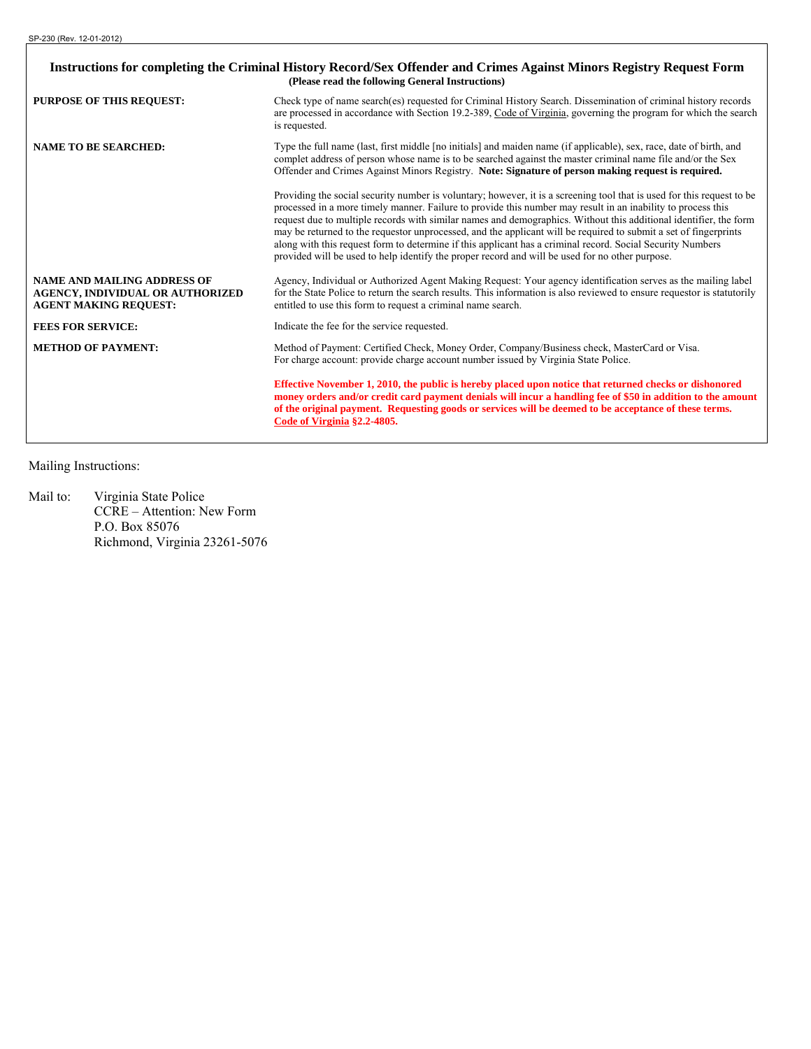SP-230 (Rev. 12-01-2012)

# Instructions for completing the Criminal History Record/Sex Offender and Crimes Against Minors Registry Request Form

**(Please read the following General Instructions)**

| | |
|---|---|
| **PURPOSE OF THIS REQUEST:** | Check type of name search(es) requested for Criminal History Search. Dissemination of criminal history records are processed in accordance with Section 19.2-389, Code of Virginia, governing the program for which the search is requested. |
| **NAME TO BE SEARCHED:** | Type the full name (last, first middle [no initials] and maiden name (if applicable), sex, race, date of birth, and complet address of person whose name is to be searched against the master criminal name file and/or the Sex Offender and Crimes Against Minors Registry. **Note: Signature of person making request is required.** <br><br> Providing the social security number is voluntary; however, it is a screening tool that is used for this request to be processed in a more timely manner. Failure to provide this number may result in an inability to process this request due to multiple records with similar names and demographics. Without this additional identifier, the form may be returned to the requestor unprocessed, and the applicant will be required to submit a set of fingerprints along with this request form to determine if this applicant has a criminal record. Social Security Numbers provided will be used to help identify the proper record and will be used for no other purpose. |
| **NAME AND MAILING ADDRESS OF AGENCY, INDIVIDUAL OR AUTHORIZED AGENT MAKING REQUEST:** | Agency, Individual or Authorized Agent Making Request: Your agency identification serves as the mailing label for the State Police to return the search results. This information is also reviewed to ensure requestor is statutorily entitled to use this form to request a criminal name search. |
| **FEES FOR SERVICE:** | Indicate the fee for the service requested. |
| **METHOD OF PAYMENT:** | Method of Payment: Certified Check, Money Order, Company/Business check, MasterCard or Visa. For charge account: provide charge account number issued by Virginia State Police. <br><br> **Effective November 1, 2010, the public is hereby placed upon notice that returned checks or dishonored money orders and/or credit card payment denials will incur a handling fee of $50 in addition to the amount of the original payment. Requesting goods or services will be deemed to be acceptance of these terms. Code of Virginia §2.2-4805.** |

Mailing Instructions:

Mail to: Virginia State Police
CCRE – Attention: New Form
P.O. Box 85076
Richmond, Virginia 23261-5076